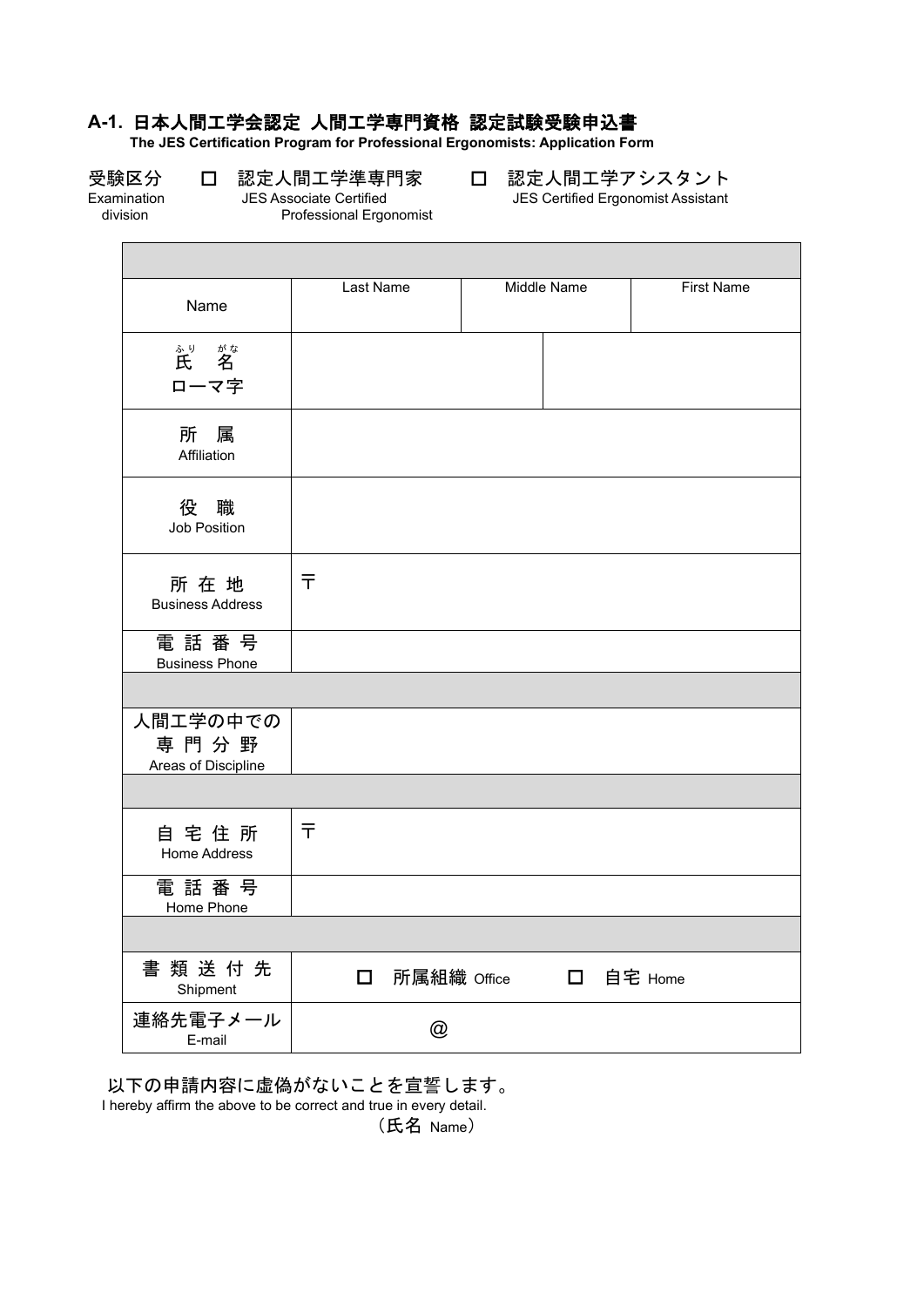# A-1. 日本人間工学会認定 人間工学専門資格 認定試験受験申込書

**The JES Certification Program for Professional Ergonomists: Application Form**

受験区分 Examination division　☐ 認定人間工学準専門家 JES Associate Certified Professional Ergonomist　☐ 認定人間工学アシスタント JES Certified Ergonomist Assistant

| | | | |
|---|---|---|---|
| Name | Last Name | Middle Name | First Name |
| 氏名（ふりがな）<br>ローマ字 | | | |
| 所属<br>Affiliation | | | |
| 役職<br>Job Position | | | |
| 所在地<br>Business Address | 〒 | | |
| 電話番号<br>Business Phone | | | |
| | | | |
| 人間工学の中での専門分野<br>Areas of Discipline | | | |
| | | | |
| 自宅住所<br>Home Address | 〒 | | |
| 電話番号<br>Home Phone | | | |
| | | | |
| 書類送付先<br>Shipment | ☐ 所属組織 Office　☐ 自宅 Home | | |
| 連絡先電子メール<br>E-mail | @ | | |

以下の申請内容に虚偽がないことを宣誓します。

I hereby affirm the above to be correct and true in every detail.

（氏名 Name）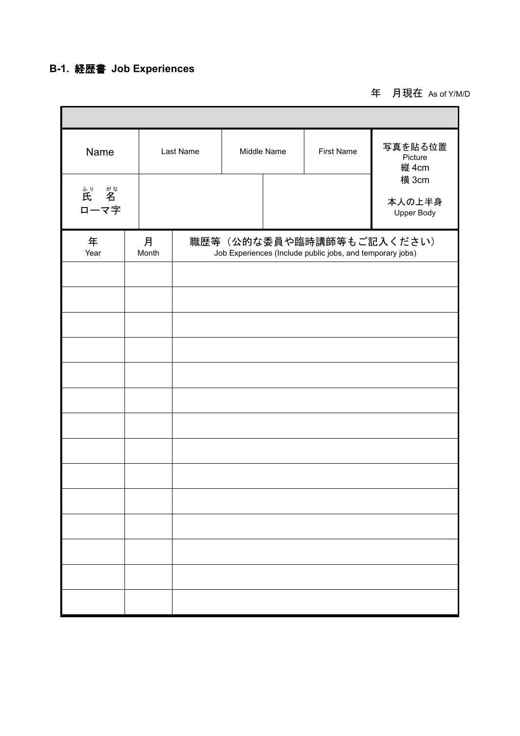## B-1. 経歴書 Job Experiences

年　月現在 As of Y/M/D

| Name | Last Name | Middle Name | First Name | 写真を貼る位置 Picture 縦 4cm 横 3cm 本人の上半身 Upper Body |
|---|---|---|---|---|
| 氏名（ふりがな） ローマ字 | | | | |

| 年 Year | 月 Month | 職歴等（公的な委員や臨時講師等もご記入ください） Job Experiences (Include public jobs, and temporary jobs) |
|---|---|---|
| | | |
| | | |
| | | |
| | | |
| | | |
| | | |
| | | |
| | | |
| | | |
| | | |
| | | |
| | | |
| | | |
| | | |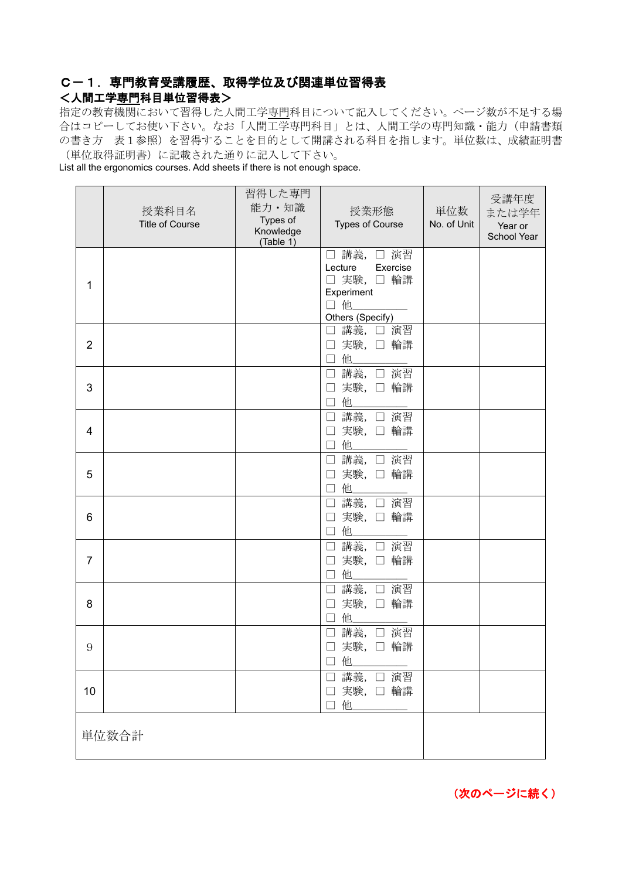### Ｃ－１．専門教育受講履歴、取得学位及び関連単位習得表

### ＜人間工学専門科目単位習得表＞

指定の教育機関において習得した人間工学専門科目について記入してください。ページ数が不足する場合はコピーしてお使い下さい。なお「人間工学専門科目」とは、人間工学の専門知識・能力（申請書類の書き方　表１参照）を習得することを目的として開講される科目を指します。単位数は、成績証明書（単位取得証明書）に記載された通りに記入して下さい。

List all the ergonomics courses. Add sheets if there is not enough space.

| | 授業科目名 Title of Course | 習得した専門能力・知識 Types of Knowledge (Table 1) | 授業形態 Types of Course | 単位数 No. of Unit | 受講年度または学年 Year or School Year |
|---|---|---|---|---|---|
| 1 | | | □ 講義, □ 演習 Lecture Exercise □ 実験, □ 輪講 Experiment □ 他________ Others (Specify) | | |
| 2 | | | □ 講義, □ 演習 □ 実験, □ 輪講 □ 他________ | | |
| 3 | | | □ 講義, □ 演習 □ 実験, □ 輪講 □ 他________ | | |
| 4 | | | □ 講義, □ 演習 □ 実験, □ 輪講 □ 他________ | | |
| 5 | | | □ 講義, □ 演習 □ 実験, □ 輪講 □ 他________ | | |
| 6 | | | □ 講義, □ 演習 □ 実験, □ 輪講 □ 他________ | | |
| 7 | | | □ 講義, □ 演習 □ 実験, □ 輪講 □ 他________ | | |
| 8 | | | □ 講義, □ 演習 □ 実験, □ 輪講 □ 他________ | | |
| 9 | | | □ 講義, □ 演習 □ 実験, □ 輪講 □ 他________ | | |
| 10 | | | □ 講義, □ 演習 □ 実験, □ 輪講 □ 他________ | | |
| 単位数合計 | | | | | |

（次のページに続く）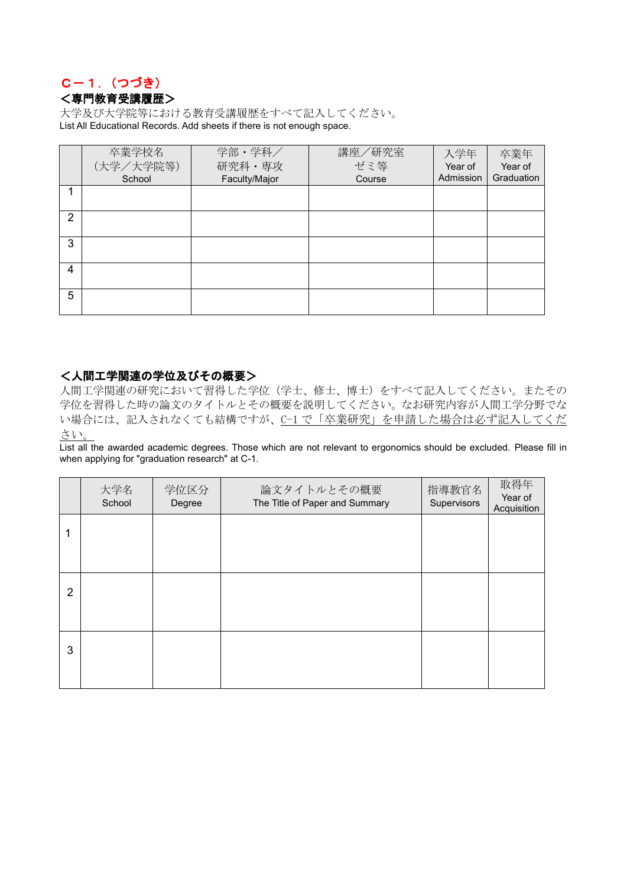## Ｃ－１．（つづき）

### ＜専門教育受講履歴＞

大学及び大学院等における教育受講履歴をすべて記入してください。
List All Educational Records. Add sheets if there is not enough space.

| | 卒業学校名（大学／大学院等） School | 学部・学科／研究科・専攻 Faculty/Major | 講座／研究室 ゼミ等 Course | 入学年 Year of Admission | 卒業年 Year of Graduation |
|---|---|---|---|---|---|
| 1 | | | | | |
| 2 | | | | | |
| 3 | | | | | |
| 4 | | | | | |
| 5 | | | | | |

### ＜人間工学関連の学位及びその概要＞

人間工学関連の研究において習得した学位（学士、修士、博士）をすべて記入してください。またその学位を習得した時の論文のタイトルとその概要を説明してください。なお研究内容が人間工学分野でない場合には、記入されなくても結構ですが、C-1 で「卒業研究」を申請した場合は必ず記入してください。

List all the awarded academic degrees. Those which are not relevant to ergonomics should be excluded. Please fill in when applying for "graduation research" at C-1.

| | 大学名 School | 学位区分 Degree | 論文タイトルとその概要 The Title of Paper and Summary | 指導教官名 Supervisors | 取得年 Year of Acquisition |
|---|---|---|---|---|---|
| 1 | | | | | |
| 2 | | | | | |
| 3 | | | | | |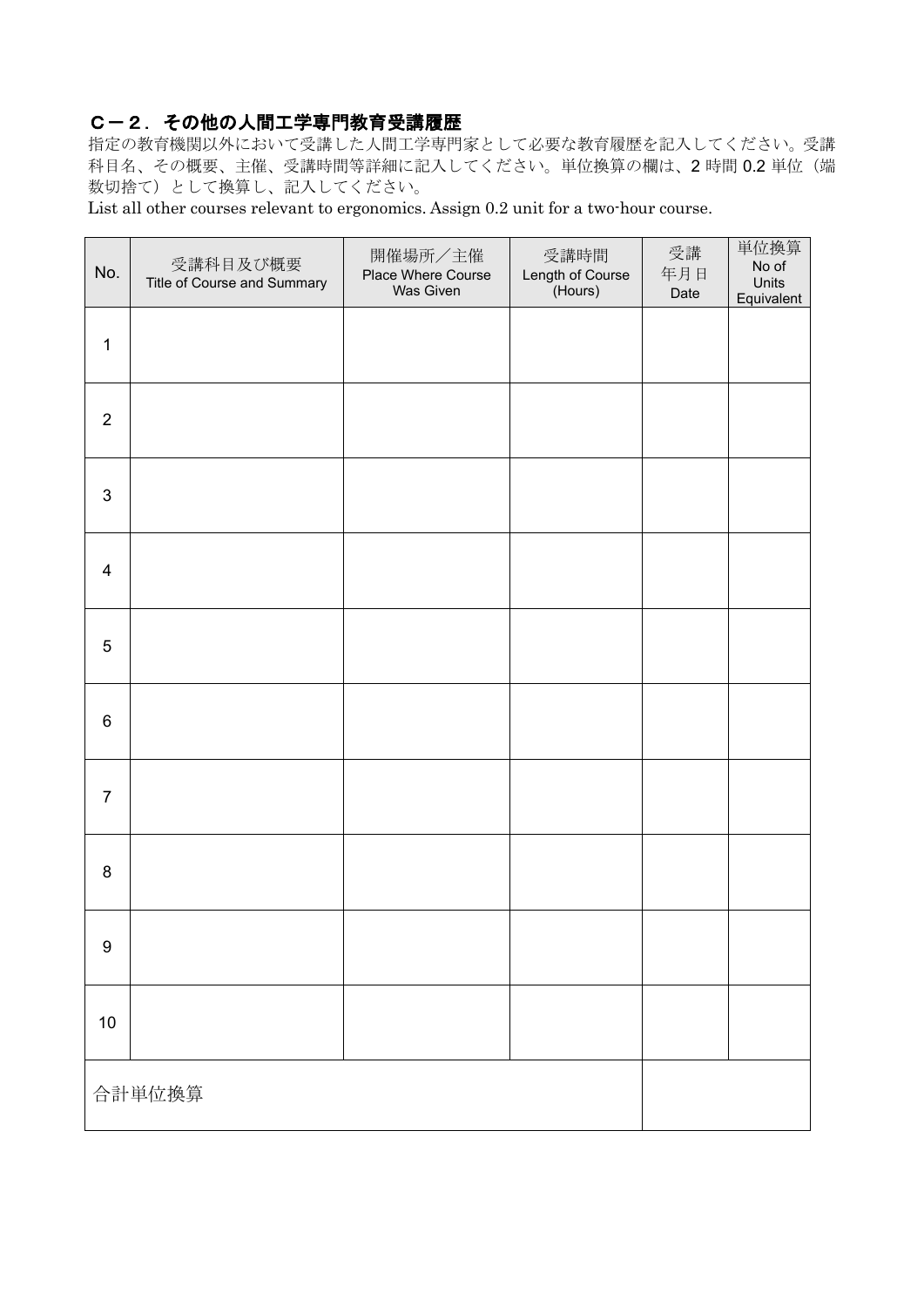## C－2．その他の人間工学専門教育受講履歴

指定の教育機関以外において受講した人間工学専門家として必要な教育履歴を記入してください。受講科目名、その概要、主催、受講時間等詳細に記入してください。単位換算の欄は、2 時間 0.2 単位（端数切捨て）として換算し、記入してください。

List all other courses relevant to ergonomics. Assign 0.2 unit for a two-hour course.

| No. | 受講科目及び概要 Title of Course and Summary | 開催場所／主催 Place Where Course Was Given | 受講時間 Length of Course (Hours) | 受講年月日 Date | 単位換算 No of Units Equivalent |
|---|---|---|---|---|---|
| 1 | | | | | |
| 2 | | | | | |
| 3 | | | | | |
| 4 | | | | | |
| 5 | | | | | |
| 6 | | | | | |
| 7 | | | | | |
| 8 | | | | | |
| 9 | | | | | |
| 10 | | | | | |
| 合計単位換算 | | | | | |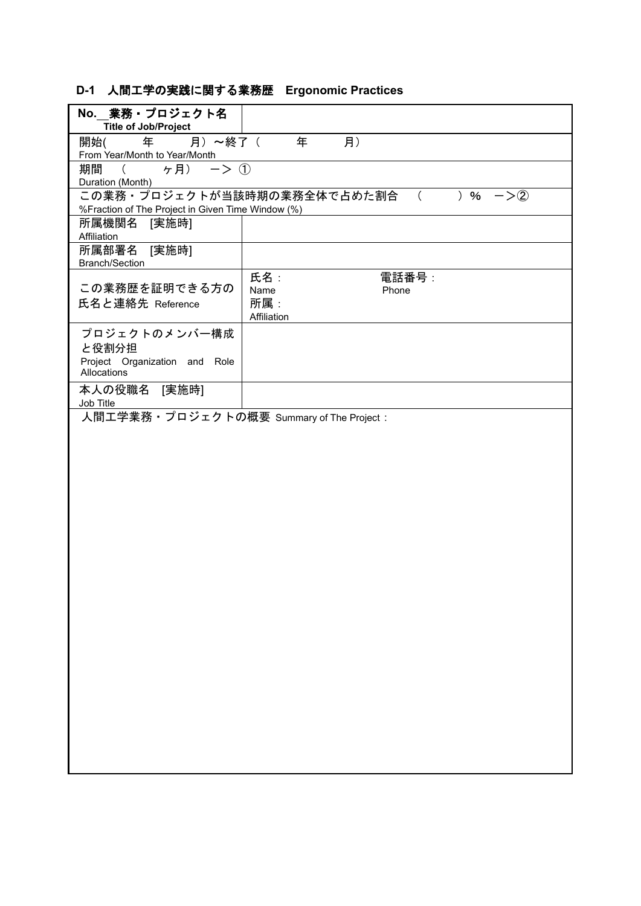## D-1　人間工学の実践に関する業務歴　Ergonomic Practices

| **No.__業務・プロジェクト名**<br>**Title of Job/Project** | |
|---|---|
| 開始(　　　年　　　月）〜終了（　　　年　　　月）<br>From Year/Month to Year/Month | |
| 期間　（　　　ヶ月）　ー＞ ①<br>Duration (Month) | |
| この業務・プロジェクトが当該時期の業務全体で占めた割合　（　　　）**%**　ー＞②<br>%Fraction of The Project in Given Time Window (%) | |
| 所属機関名　[実施時]<br>Affiliation | |
| 所属部署名　[実施時]<br>Branch/Section | |
| この業務歴を証明できる方の氏名と連絡先 Reference | 氏名：<br>Name<br>電話番号：<br>Phone<br>所属：<br>Affiliation |
| プロジェクトのメンバー構成と役割分担<br>Project Organization and Role Allocations | |
| 本人の役職名　[実施時]<br>Job Title | |
| 人間工学業務・プロジェクトの概要 Summary of The Project： | |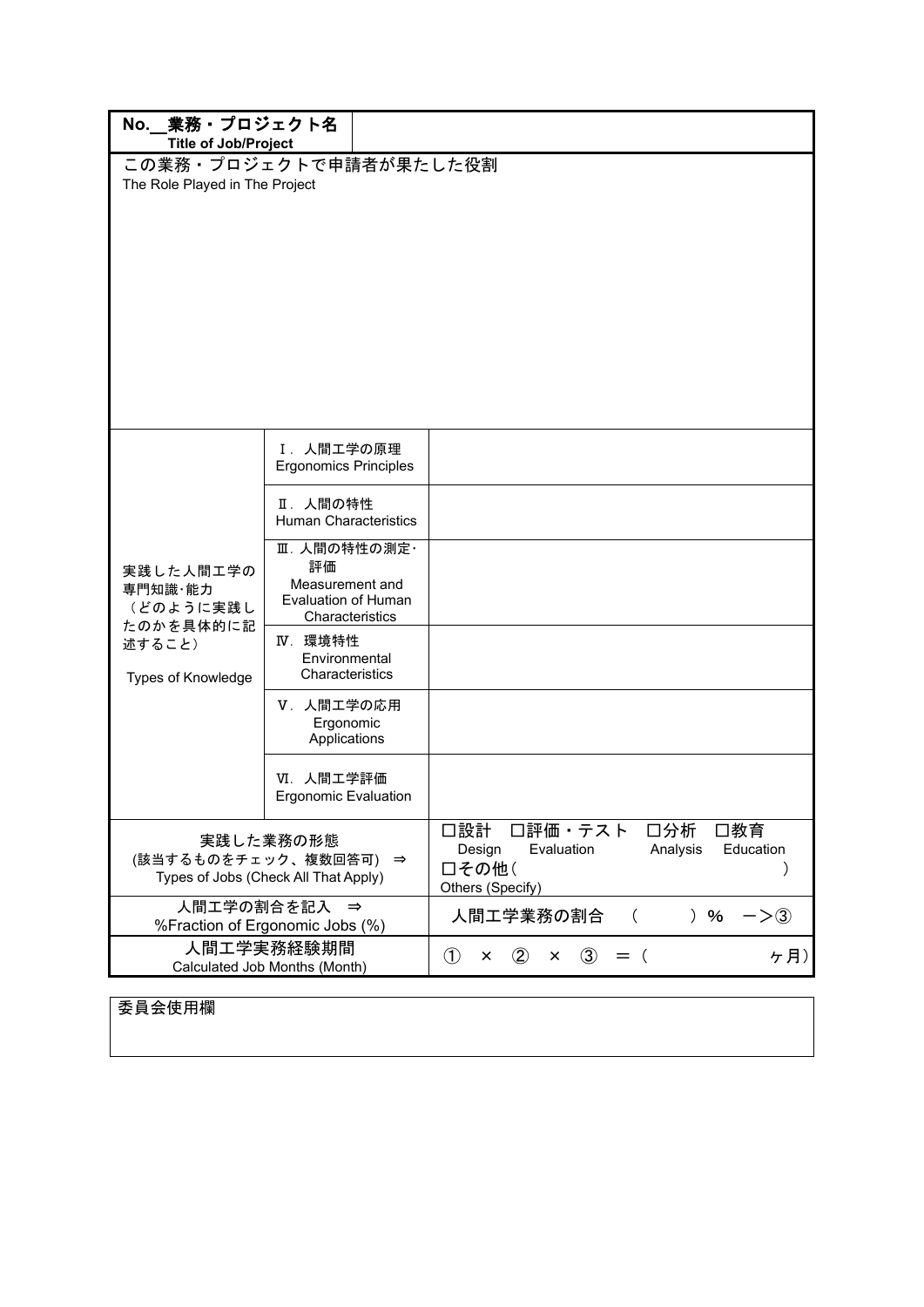| No.__業務・プロジェクト名<br>**Title of Job/Project** | | |
|---|---|---|
| この業務・プロジェクトで申請者が果たした役割<br>The Role Played in The Project | | |
| 実践した人間工学の専門知識･能力<br>（どのように実践したのかを具体的に記述すること）<br><br>Types of Knowledge | Ⅰ．人間工学の原理<br>Ergonomics Principles | |
| | Ⅱ．人間の特性<br>Human Characteristics | |
| | Ⅲ．人間の特性の測定･評価<br>Measurement and Evaluation of Human Characteristics | |
| | Ⅳ．環境特性<br>Environmental Characteristics | |
| | Ⅴ．人間工学の応用<br>Ergonomic Applications | |
| | Ⅵ．人間工学評価<br>Ergonomic Evaluation | |
| 実践した業務の形態<br>(該当するものをチェック、複数回答可)　⇒<br>Types of Jobs (Check All That Apply) | | □設計 Design　□評価・テスト Evaluation　□分析 Analysis　□教育 Education<br>□その他（　　　　　　　　　　　　　　）<br>Others (Specify) |
| 人間工学の割合を記入　⇒<br>%Fraction of Ergonomic Jobs (%) | | 人間工学業務の割合　（　　　）％　－＞③ |
| 人間工学実務経験期間<br>Calculated Job Months (Month) | | ①　×　②　×　③　＝（　　　　　　　　ヶ月） |

| 委員会使用欄 |
|---|
| |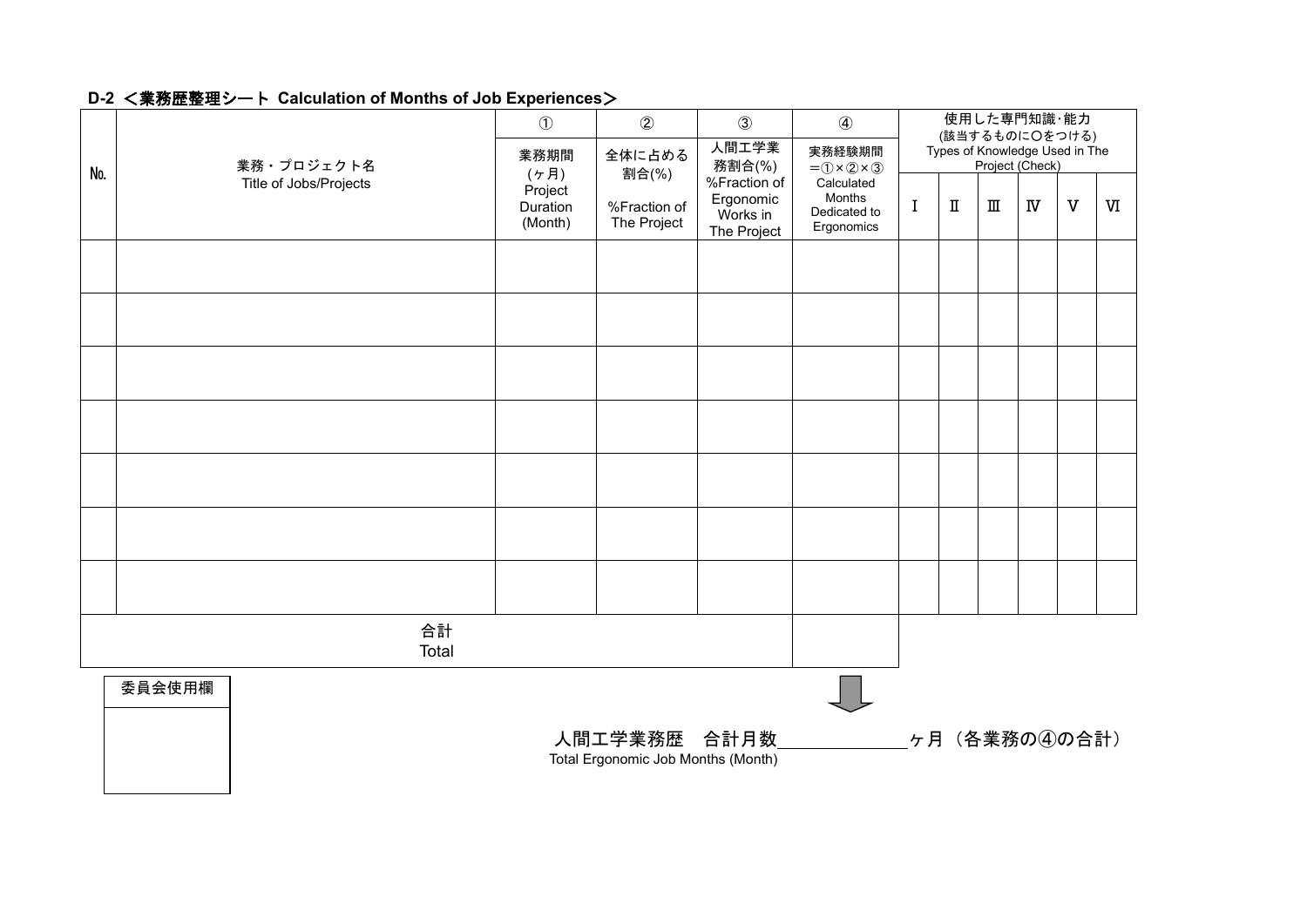**D-2 ＜業務歴整理シート Calculation of Months of Job Experiences＞**

| No. | 業務・プロジェクト名<br>Title of Jobs/Projects | ①<br>業務期間<br>(ヶ月)<br>Project Duration (Month) | ②<br>全体に占める割合(%)<br>%Fraction of The Project | ③<br>人間工学業務割合(%)<br>%Fraction of Ergonomic Works in The Project | ④<br>実務経験期間<br>＝①×②×③<br>Calculated Months Dedicated to Ergonomics | 使用した専門知識･能力<br>(該当するものに○をつける)<br>Types of Knowledge Used in The Project (Check) | | | | | |
|---|---|---|---|---|---|---|---|---|---|---|---|
| | | | | | | Ⅰ | Ⅱ | Ⅲ | Ⅳ | Ⅴ | Ⅵ |
| | | | | | | | | | | | |
| | | | | | | | | | | | |
| | | | | | | | | | | | |
| | | | | | | | | | | | |
| | | | | | | | | | | | |
| | | | | | | | | | | | |
| | | | | | | | | | | | |
| 合計<br>Total | | | | | | | | | | | |

| 委員会使用欄 |
|---|
| |

人間工学業務歴　合計月数＿＿＿＿＿＿＿ヶ月（各業務の④の合計）
Total Ergonomic Job Months (Month)